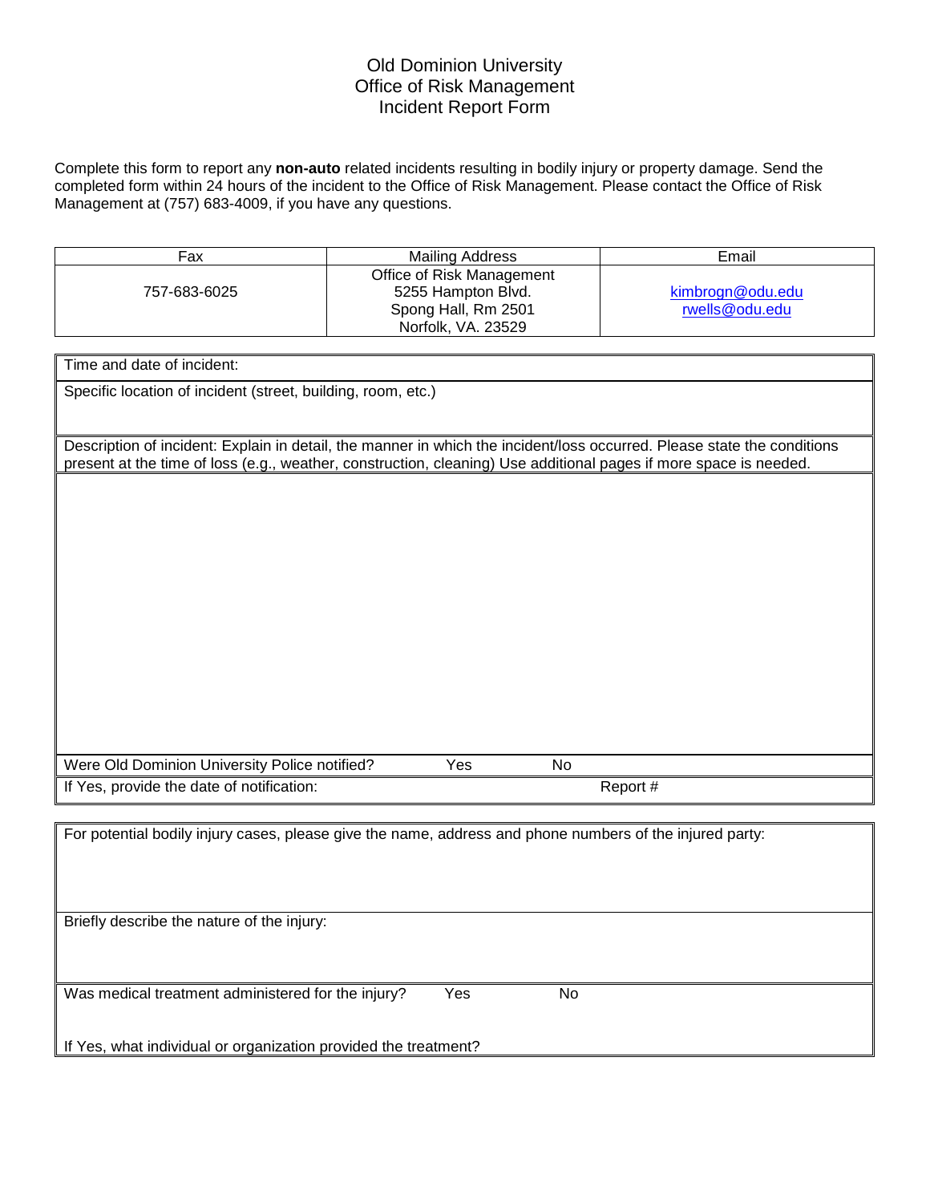# Old Dominion University
## Office of Risk Management
## Incident Report Form

Complete this form to report any **non-auto** related incidents resulting in bodily injury or property damage. Send the completed form within 24 hours of the incident to the Office of Risk Management. Please contact the Office of Risk Management at (757) 683-4009, if you have any questions.

| Fax | Mailing Address | Email |
|---|---|---|
| 757-683-6025 | Office of Risk Management<br>5255 Hampton Blvd.<br>Spong Hall, Rm 2501<br>Norfolk, VA. 23529 | kimbrogn@odu.edu<br>rwells@odu.edu |

Time and date of incident:

Specific location of incident (street, building, room, etc.)

Description of incident: Explain in detail, the manner in which the incident/loss occurred. Please state the conditions present at the time of loss (e.g., weather, construction, cleaning) Use additional pages if more space is needed.

Were Old Dominion University Police notified? Yes No

If Yes, provide the date of notification: Report #

For potential bodily injury cases, please give the name, address and phone numbers of the injured party:

Briefly describe the nature of the injury:

Was medical treatment administered for the injury? Yes No

If Yes, what individual or organization provided the treatment?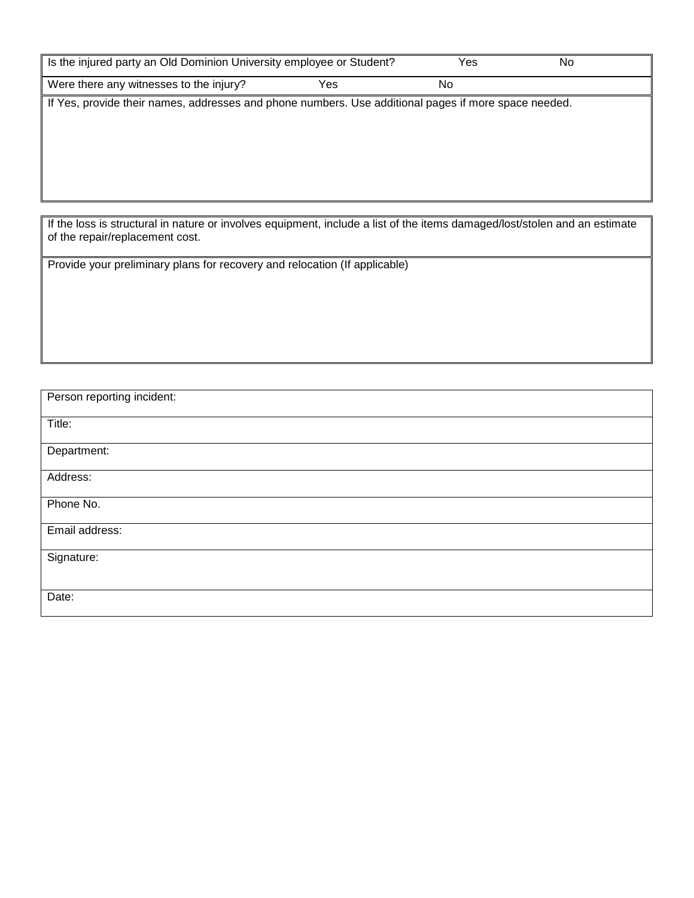| | | |
|---|---|---|
| Is the injured party an Old Dominion University employee or Student? | Yes | No |
| Were there any witnesses to the injury? | Yes | No |
| If Yes, provide their names, addresses and phone numbers. Use additional pages if more space needed. | | |

| |
|---|
| If the loss is structural in nature or involves equipment, include a list of the items damaged/lost/stolen and an estimate of the repair/replacement cost. |
| Provide your preliminary plans for recovery and relocation (If applicable) |

| |
|---|
| Person reporting incident: |
| Title: |
| Department: |
| Address: |
| Phone No. |
| Email address: |
| Signature: |
| Date: |